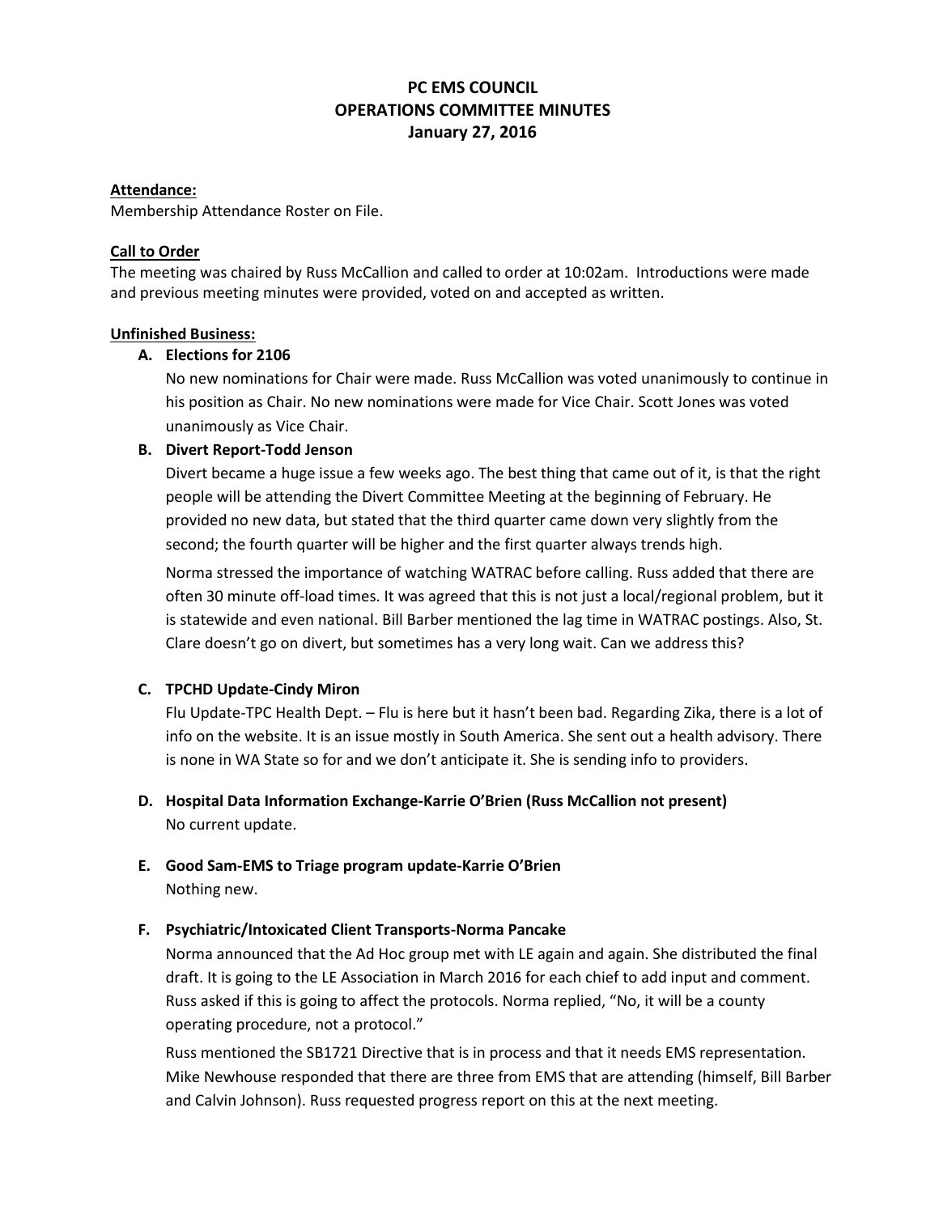# PC EMS COUNCIL
# OPERATIONS COMMITTEE MINUTES
# January 27, 2016

**Attendance:**

Membership Attendance Roster on File.

**Call to Order**

The meeting was chaired by Russ McCallion and called to order at 10:02am. Introductions were made and previous meeting minutes were provided, voted on and accepted as written.

**Unfinished Business:**

**A. Elections for 2106**

No new nominations for Chair were made. Russ McCallion was voted unanimously to continue in his position as Chair. No new nominations were made for Vice Chair. Scott Jones was voted unanimously as Vice Chair.

**B. Divert Report-Todd Jenson**

Divert became a huge issue a few weeks ago. The best thing that came out of it, is that the right people will be attending the Divert Committee Meeting at the beginning of February. He provided no new data, but stated that the third quarter came down very slightly from the second; the fourth quarter will be higher and the first quarter always trends high.

Norma stressed the importance of watching WATRAC before calling. Russ added that there are often 30 minute off-load times. It was agreed that this is not just a local/regional problem, but it is statewide and even national. Bill Barber mentioned the lag time in WATRAC postings. Also, St. Clare doesn't go on divert, but sometimes has a very long wait. Can we address this?

**C. TPCHD Update-Cindy Miron**

Flu Update-TPC Health Dept. – Flu is here but it hasn't been bad. Regarding Zika, there is a lot of info on the website. It is an issue mostly in South America. She sent out a health advisory. There is none in WA State so for and we don't anticipate it. She is sending info to providers.

**D. Hospital Data Information Exchange-Karrie O'Brien (Russ McCallion not present)**

No current update.

**E. Good Sam-EMS to Triage program update-Karrie O'Brien**

Nothing new.

**F. Psychiatric/Intoxicated Client Transports-Norma Pancake**

Norma announced that the Ad Hoc group met with LE again and again. She distributed the final draft. It is going to the LE Association in March 2016 for each chief to add input and comment. Russ asked if this is going to affect the protocols. Norma replied, "No, it will be a county operating procedure, not a protocol."

Russ mentioned the SB1721 Directive that is in process and that it needs EMS representation. Mike Newhouse responded that there are three from EMS that are attending (himself, Bill Barber and Calvin Johnson). Russ requested progress report on this at the next meeting.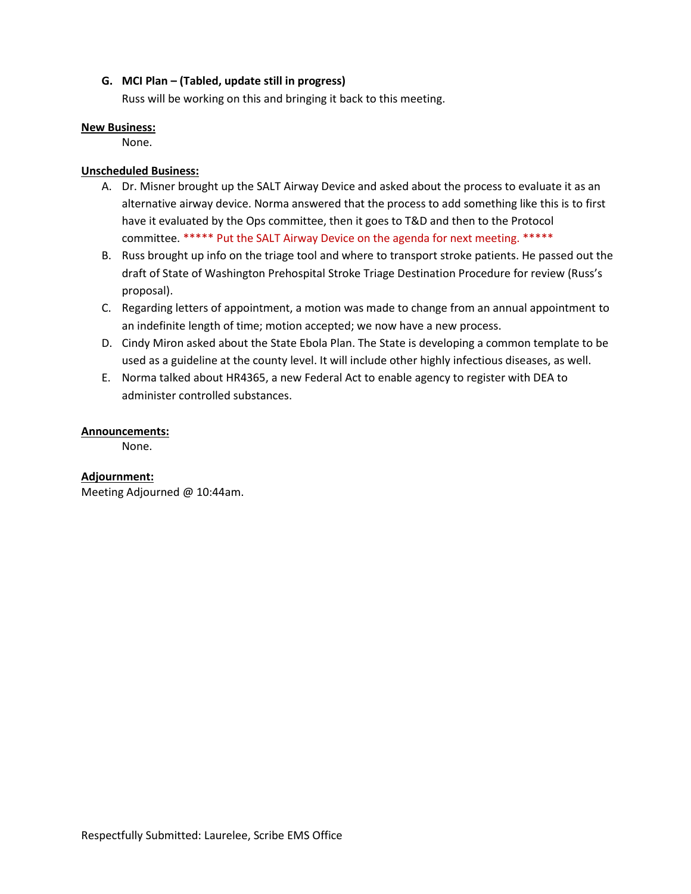**G. MCI Plan – (Tabled, update still in progress)**

Russ will be working on this and bringing it back to this meeting.

**New Business:**

None.

**Unscheduled Business:**

A. Dr. Misner brought up the SALT Airway Device and asked about the process to evaluate it as an alternative airway device. Norma answered that the process to add something like this is to first have it evaluated by the Ops committee, then it goes to T&D and then to the Protocol committee. ***** Put the SALT Airway Device on the agenda for next meeting. *****
B. Russ brought up info on the triage tool and where to transport stroke patients. He passed out the draft of State of Washington Prehospital Stroke Triage Destination Procedure for review (Russ's proposal).
C. Regarding letters of appointment, a motion was made to change from an annual appointment to an indefinite length of time; motion accepted; we now have a new process.
D. Cindy Miron asked about the State Ebola Plan. The State is developing a common template to be used as a guideline at the county level. It will include other highly infectious diseases, as well.
E. Norma talked about HR4365, a new Federal Act to enable agency to register with DEA to administer controlled substances.

**Announcements:**

None.

**Adjournment:**

Meeting Adjourned @ 10:44am.

Respectfully Submitted: Laurelee, Scribe EMS Office